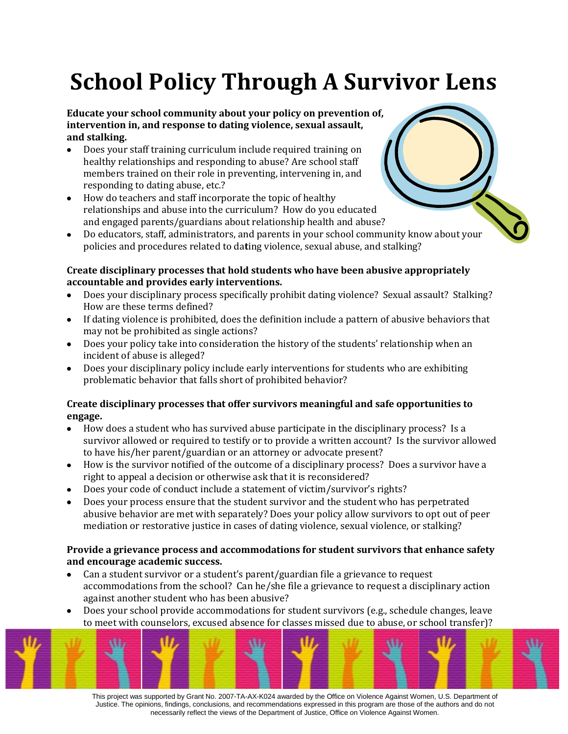# School Policy Through A Survivor Lens

**Educate your school community about your policy on prevention of, intervention in, and response to dating violence, sexual assault, and stalking.**

- Does your staff training curriculum include required training on healthy relationships and responding to abuse? Are school staff members trained on their role in preventing, intervening in, and responding to dating abuse, etc.?
- How do teachers and staff incorporate the topic of healthy relationships and abuse into the curriculum? How do you educated and engaged parents/guardians about relationship health and abuse?
- Do educators, staff, administrators, and parents in your school community know about your policies and procedures related to dating violence, sexual abuse, and stalking?

**Create disciplinary processes that hold students who have been abusive appropriately accountable and provides early interventions.**

- Does your disciplinary process specifically prohibit dating violence? Sexual assault? Stalking? How are these terms defined?
- If dating violence is prohibited, does the definition include a pattern of abusive behaviors that may not be prohibited as single actions?
- Does your policy take into consideration the history of the students' relationship when an incident of abuse is alleged?
- Does your disciplinary policy include early interventions for students who are exhibiting problematic behavior that falls short of prohibited behavior?

**Create disciplinary processes that offer survivors meaningful and safe opportunities to engage.**

- How does a student who has survived abuse participate in the disciplinary process? Is a survivor allowed or required to testify or to provide a written account? Is the survivor allowed to have his/her parent/guardian or an attorney or advocate present?
- How is the survivor notified of the outcome of a disciplinary process? Does a survivor have a right to appeal a decision or otherwise ask that it is reconsidered?
- Does your code of conduct include a statement of victim/survivor's rights?
- Does your process ensure that the student survivor and the student who has perpetrated abusive behavior are met with separately? Does your policy allow survivors to opt out of peer mediation or restorative justice in cases of dating violence, sexual violence, or stalking?

**Provide a grievance process and accommodations for student survivors that enhance safety and encourage academic success.**

- Can a student survivor or a student's parent/guardian file a grievance to request accommodations from the school? Can he/she file a grievance to request a disciplinary action against another student who has been abusive?
- Does your school provide accommodations for student survivors (e.g., schedule changes, leave to meet with counselors, excused absence for classes missed due to abuse, or school transfer)?

This project was supported by Grant No. 2007-TA-AX-K024 awarded by the Office on Violence Against Women, U.S. Department of Justice. The opinions, findings, conclusions, and recommendations expressed in this program are those of the authors and do not necessarily reflect the views of the Department of Justice, Office on Violence Against Women.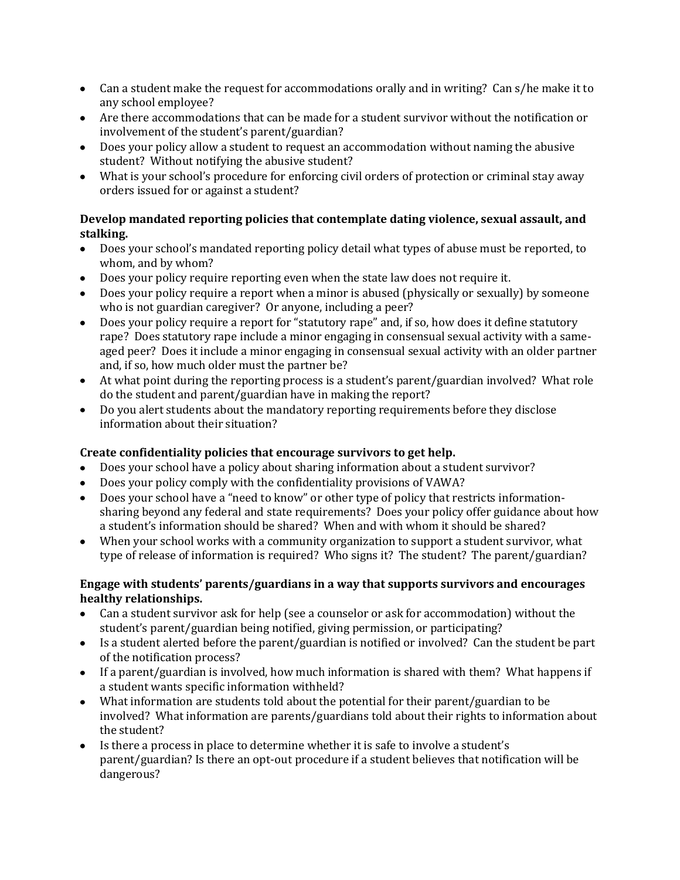- Can a student make the request for accommodations orally and in writing? Can s/he make it to any school employee?
- Are there accommodations that can be made for a student survivor without the notification or involvement of the student's parent/guardian?
- Does your policy allow a student to request an accommodation without naming the abusive student? Without notifying the abusive student?
- What is your school's procedure for enforcing civil orders of protection or criminal stay away orders issued for or against a student?

**Develop mandated reporting policies that contemplate dating violence, sexual assault, and stalking.**

- Does your school's mandated reporting policy detail what types of abuse must be reported, to whom, and by whom?
- Does your policy require reporting even when the state law does not require it.
- Does your policy require a report when a minor is abused (physically or sexually) by someone who is not guardian caregiver? Or anyone, including a peer?
- Does your policy require a report for "statutory rape" and, if so, how does it define statutory rape? Does statutory rape include a minor engaging in consensual sexual activity with a same-aged peer? Does it include a minor engaging in consensual sexual activity with an older partner and, if so, how much older must the partner be?
- At what point during the reporting process is a student's parent/guardian involved? What role do the student and parent/guardian have in making the report?
- Do you alert students about the mandatory reporting requirements before they disclose information about their situation?

**Create confidentiality policies that encourage survivors to get help.**

- Does your school have a policy about sharing information about a student survivor?
- Does your policy comply with the confidentiality provisions of VAWA?
- Does your school have a "need to know" or other type of policy that restricts information-sharing beyond any federal and state requirements? Does your policy offer guidance about how a student's information should be shared? When and with whom it should be shared?
- When your school works with a community organization to support a student survivor, what type of release of information is required? Who signs it? The student? The parent/guardian?

**Engage with students' parents/guardians in a way that supports survivors and encourages healthy relationships.**

- Can a student survivor ask for help (see a counselor or ask for accommodation) without the student's parent/guardian being notified, giving permission, or participating?
- Is a student alerted before the parent/guardian is notified or involved? Can the student be part of the notification process?
- If a parent/guardian is involved, how much information is shared with them? What happens if a student wants specific information withheld?
- What information are students told about the potential for their parent/guardian to be involved? What information are parents/guardians told about their rights to information about the student?
- Is there a process in place to determine whether it is safe to involve a student's parent/guardian? Is there an opt-out procedure if a student believes that notification will be dangerous?